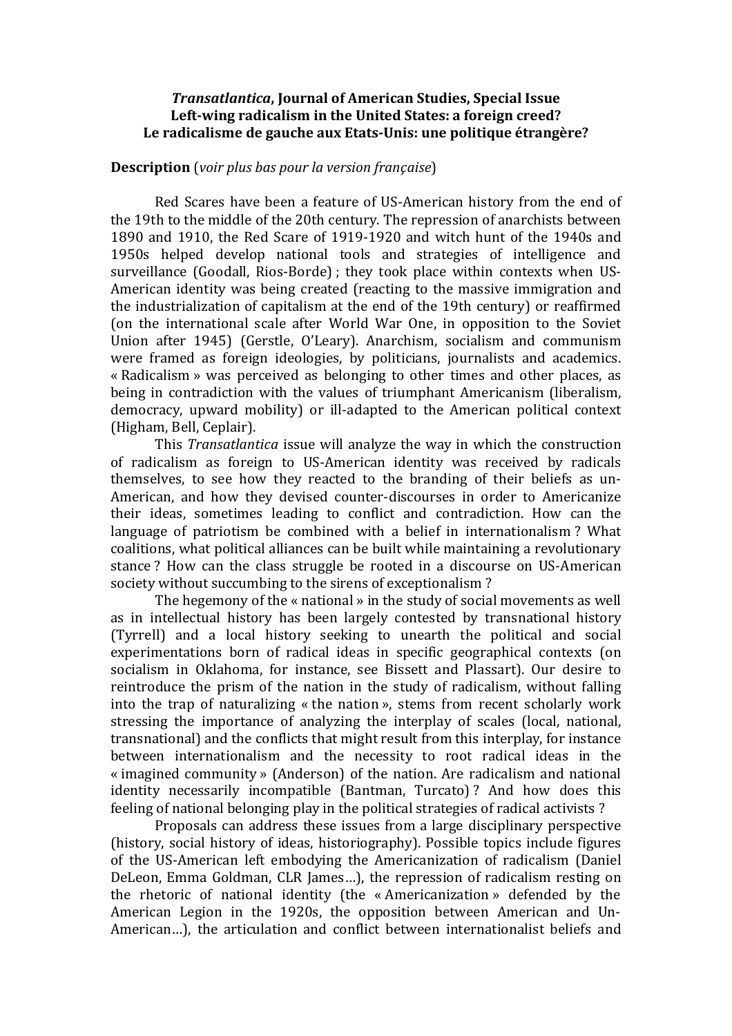***Transatlantica*, Journal of American Studies, Special Issue**
**Left-wing radicalism in the United States: a foreign creed?**
**Le radicalisme de gauche aux Etats-Unis: une politique étrangère?**

**Description** (*voir plus bas pour la version française*)

Red Scares have been a feature of US-American history from the end of the 19th to the middle of the 20th century. The repression of anarchists between 1890 and 1910, the Red Scare of 1919-1920 and witch hunt of the 1940s and 1950s helped develop national tools and strategies of intelligence and surveillance (Goodall, Rios-Borde) ; they took place within contexts when US-American identity was being created (reacting to the massive immigration and the industrialization of capitalism at the end of the 19th century) or reaffirmed (on the international scale after World War One, in opposition to the Soviet Union after 1945) (Gerstle, O'Leary). Anarchism, socialism and communism were framed as foreign ideologies, by politicians, journalists and academics. « Radicalism » was perceived as belonging to other times and other places, as being in contradiction with the values of triumphant Americanism (liberalism, democracy, upward mobility) or ill-adapted to the American political context (Higham, Bell, Ceplair).

This *Transatlantica* issue will analyze the way in which the construction of radicalism as foreign to US-American identity was received by radicals themselves, to see how they reacted to the branding of their beliefs as un-American, and how they devised counter-discourses in order to Americanize their ideas, sometimes leading to conflict and contradiction. How can the language of patriotism be combined with a belief in internationalism ? What coalitions, what political alliances can be built while maintaining a revolutionary stance ? How can the class struggle be rooted in a discourse on US-American society without succumbing to the sirens of exceptionalism ?

The hegemony of the « national » in the study of social movements as well as in intellectual history has been largely contested by transnational history (Tyrrell) and a local history seeking to unearth the political and social experimentations born of radical ideas in specific geographical contexts (on socialism in Oklahoma, for instance, see Bissett and Plassart). Our desire to reintroduce the prism of the nation in the study of radicalism, without falling into the trap of naturalizing « the nation », stems from recent scholarly work stressing the importance of analyzing the interplay of scales (local, national, transnational) and the conflicts that might result from this interplay, for instance between internationalism and the necessity to root radical ideas in the « imagined community » (Anderson) of the nation. Are radicalism and national identity necessarily incompatible (Bantman, Turcato) ? And how does this feeling of national belonging play in the political strategies of radical activists ?

Proposals can address these issues from a large disciplinary perspective (history, social history of ideas, historiography). Possible topics include figures of the US-American left embodying the Americanization of radicalism (Daniel DeLeon, Emma Goldman, CLR James…), the repression of radicalism resting on the rhetoric of national identity (the « Americanization » defended by the American Legion in the 1920s, the opposition between American and Un-American…), the articulation and conflict between internationalist beliefs and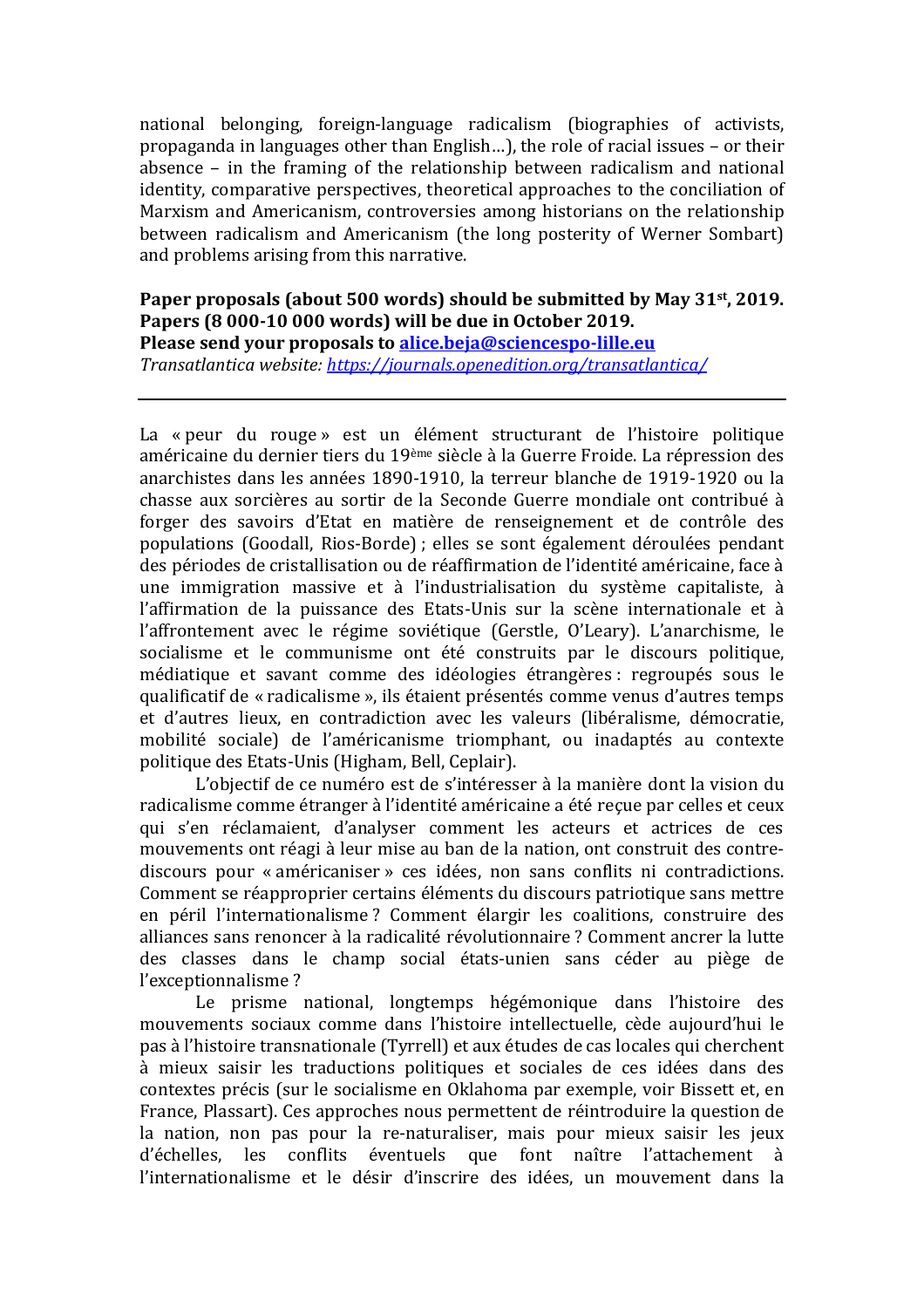national belonging, foreign-language radicalism (biographies of activists, propaganda in languages other than English…), the role of racial issues – or their absence – in the framing of the relationship between radicalism and national identity, comparative perspectives, theoretical approaches to the conciliation of Marxism and Americanism, controversies among historians on the relationship between radicalism and Americanism (the long posterity of Werner Sombart) and problems arising from this narrative.

**Paper proposals (about 500 words) should be submitted by May 31st, 2019.**
**Papers (8 000-10 000 words) will be due in October 2019.**
**Please send your proposals to alice.beja@sciencespo-lille.eu**
*Transatlantica website: https://journals.openedition.org/transatlantica/*

---

La « peur du rouge » est un élément structurant de l'histoire politique américaine du dernier tiers du 19ème siècle à la Guerre Froide. La répression des anarchistes dans les années 1890-1910, la terreur blanche de 1919-1920 ou la chasse aux sorcières au sortir de la Seconde Guerre mondiale ont contribué à forger des savoirs d'Etat en matière de renseignement et de contrôle des populations (Goodall, Rios-Borde) ; elles se sont également déroulées pendant des périodes de cristallisation ou de réaffirmation de l'identité américaine, face à une immigration massive et à l'industrialisation du système capitaliste, à l'affirmation de la puissance des Etats-Unis sur la scène internationale et à l'affrontement avec le régime soviétique (Gerstle, O'Leary). L'anarchisme, le socialisme et le communisme ont été construits par le discours politique, médiatique et savant comme des idéologies étrangères : regroupés sous le qualificatif de « radicalisme », ils étaient présentés comme venus d'autres temps et d'autres lieux, en contradiction avec les valeurs (libéralisme, démocratie, mobilité sociale) de l'américanisme triomphant, ou inadaptés au contexte politique des Etats-Unis (Higham, Bell, Ceplair).

L'objectif de ce numéro est de s'intéresser à la manière dont la vision du radicalisme comme étranger à l'identité américaine a été reçue par celles et ceux qui s'en réclamaient, d'analyser comment les acteurs et actrices de ces mouvements ont réagi à leur mise au ban de la nation, ont construit des contre-discours pour « américaniser » ces idées, non sans conflits ni contradictions. Comment se réapproprier certains éléments du discours patriotique sans mettre en péril l'internationalisme ? Comment élargir les coalitions, construire des alliances sans renoncer à la radicalité révolutionnaire ? Comment ancrer la lutte des classes dans le champ social états-unien sans céder au piège de l'exceptionnalisme ?

Le prisme national, longtemps hégémonique dans l'histoire des mouvements sociaux comme dans l'histoire intellectuelle, cède aujourd'hui le pas à l'histoire transnationale (Tyrrell) et aux études de cas locales qui cherchent à mieux saisir les traductions politiques et sociales de ces idées dans des contextes précis (sur le socialisme en Oklahoma par exemple, voir Bissett et, en France, Plassart). Ces approches nous permettent de réintroduire la question de la nation, non pas pour la re-naturaliser, mais pour mieux saisir les jeux d'échelles, les conflits éventuels que font naître l'attachement à l'internationalisme et le désir d'inscrire des idées, un mouvement dans la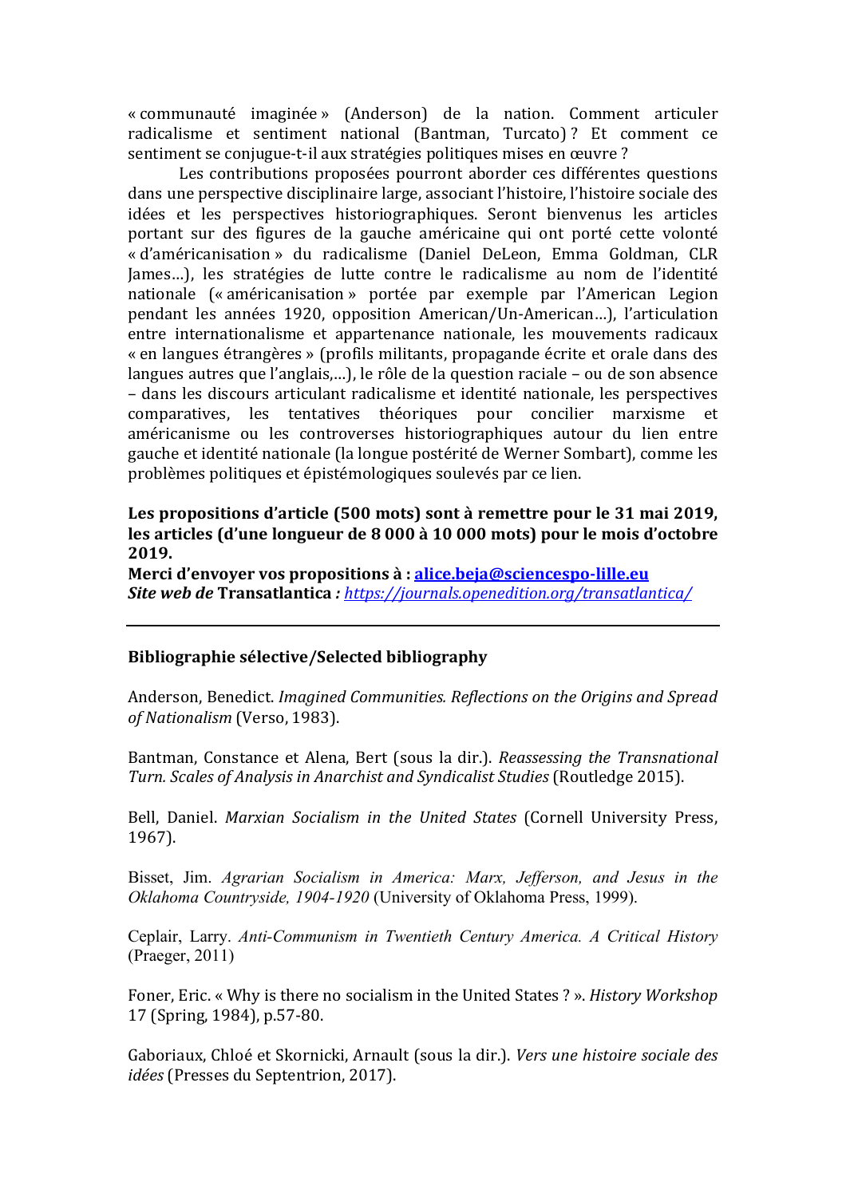« communauté imaginée » (Anderson) de la nation. Comment articuler radicalisme et sentiment national (Bantman, Turcato) ? Et comment ce sentiment se conjugue-t-il aux stratégies politiques mises en œuvre ?

Les contributions proposées pourront aborder ces différentes questions dans une perspective disciplinaire large, associant l'histoire, l'histoire sociale des idées et les perspectives historiographiques. Seront bienvenus les articles portant sur des figures de la gauche américaine qui ont porté cette volonté « d'américanisation » du radicalisme (Daniel DeLeon, Emma Goldman, CLR James…), les stratégies de lutte contre le radicalisme au nom de l'identité nationale (« américanisation » portée par exemple par l'American Legion pendant les années 1920, opposition American/Un-American…), l'articulation entre internationalisme et appartenance nationale, les mouvements radicaux « en langues étrangères » (profils militants, propagande écrite et orale dans des langues autres que l'anglais,…), le rôle de la question raciale – ou de son absence – dans les discours articulant radicalisme et identité nationale, les perspectives comparatives, les tentatives théoriques pour concilier marxisme et américanisme ou les controverses historiographiques autour du lien entre gauche et identité nationale (la longue postérité de Werner Sombart), comme les problèmes politiques et épistémologiques soulevés par ce lien.

**Les propositions d'article (500 mots) sont à remettre pour le 31 mai 2019, les articles (d'une longueur de 8 000 à 10 000 mots) pour le mois d'octobre 2019.**

**Merci d'envoyer vos propositions à : alice.beja@sciencespo-lille.eu**

***Site web de* Transatlantica *:* https://journals.openedition.org/transatlantica/**

---

**Bibliographie sélective/Selected bibliography**

Anderson, Benedict. *Imagined Communities. Reflections on the Origins and Spread of Nationalism* (Verso, 1983).

Bantman, Constance et Alena, Bert (sous la dir.). *Reassessing the Transnational Turn. Scales of Analysis in Anarchist and Syndicalist Studies* (Routledge 2015).

Bell, Daniel. *Marxian Socialism in the United States* (Cornell University Press, 1967).

Bisset, Jim. *Agrarian Socialism in America: Marx, Jefferson, and Jesus in the Oklahoma Countryside, 1904-1920* (University of Oklahoma Press, 1999).

Ceplair, Larry. *Anti-Communism in Twentieth Century America. A Critical History* (Praeger, 2011)

Foner, Eric. « Why is there no socialism in the United States ? ». *History Workshop* 17 (Spring, 1984), p.57-80.

Gaboriaux, Chloé et Skornicki, Arnault (sous la dir.). *Vers une histoire sociale des idées* (Presses du Septentrion, 2017).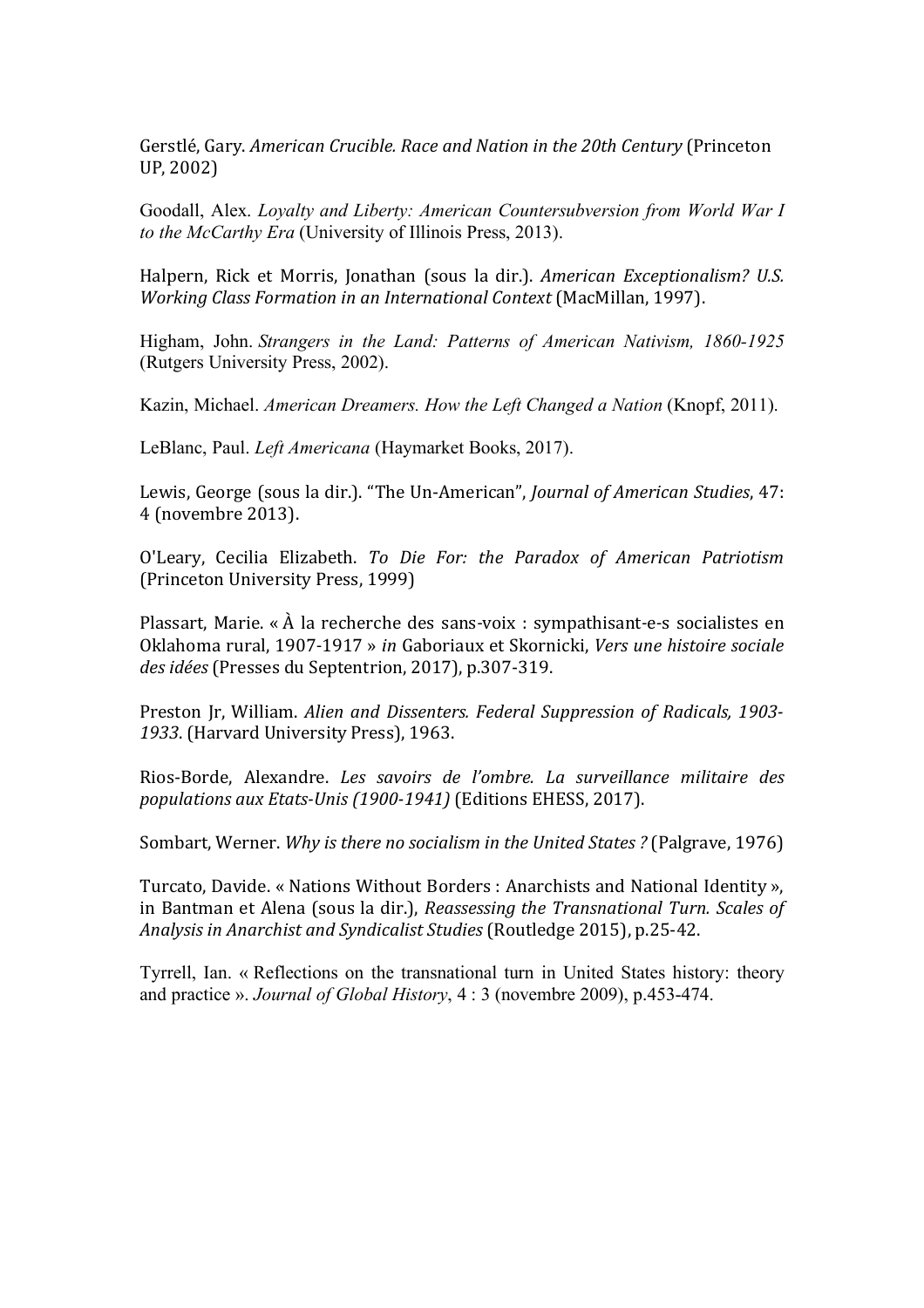Gerstlé, Gary. *American Crucible. Race and Nation in the 20th Century* (Princeton UP, 2002)

Goodall, Alex. *Loyalty and Liberty: American Countersubversion from World War I to the McCarthy Era* (University of Illinois Press, 2013).

Halpern, Rick et Morris, Jonathan (sous la dir.). *American Exceptionalism? U.S. Working Class Formation in an International Context* (MacMillan, 1997).

Higham, John. *Strangers in the Land: Patterns of American Nativism, 1860-1925* (Rutgers University Press, 2002).

Kazin, Michael. *American Dreamers. How the Left Changed a Nation* (Knopf, 2011).

LeBlanc, Paul. *Left Americana* (Haymarket Books, 2017).

Lewis, George (sous la dir.). "The Un-American", *Journal of American Studies*, 47: 4 (novembre 2013).

O'Leary, Cecilia Elizabeth. *To Die For: the Paradox of American Patriotism* (Princeton University Press, 1999)

Plassart, Marie. « À la recherche des sans-voix : sympathisant-e-s socialistes en Oklahoma rural, 1907-1917 » *in* Gaboriaux et Skornicki, *Vers une histoire sociale des idées* (Presses du Septentrion, 2017), p.307-319.

Preston Jr, William. *Alien and Dissenters. Federal Suppression of Radicals, 1903-1933*. (Harvard University Press), 1963.

Rios-Borde, Alexandre. *Les savoirs de l'ombre. La surveillance militaire des populations aux Etats-Unis (1900-1941)* (Editions EHESS, 2017).

Sombart, Werner. *Why is there no socialism in the United States ?* (Palgrave, 1976)

Turcato, Davide. « Nations Without Borders : Anarchists and National Identity », in Bantman et Alena (sous la dir.), *Reassessing the Transnational Turn. Scales of Analysis in Anarchist and Syndicalist Studies* (Routledge 2015), p.25-42.

Tyrrell, Ian. « Reflections on the transnational turn in United States history: theory and practice ». *Journal of Global History*, 4 : 3 (novembre 2009), p.453-474.